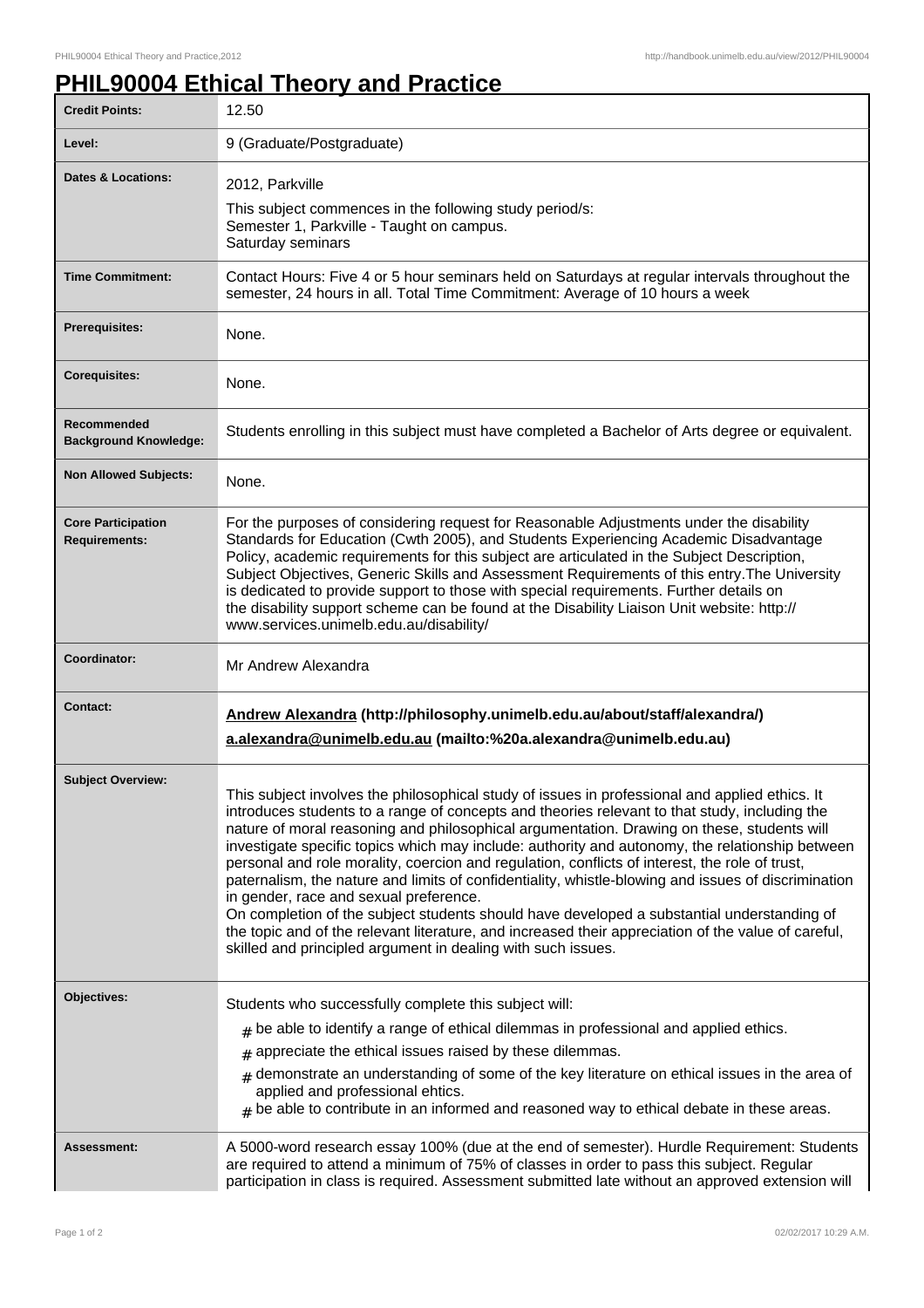# PHIL90004 Ethical Theory and Practice

| | |
|---|---|
| **Credit Points:** | 12.50 |
| **Level:** | 9 (Graduate/Postgraduate) |
| **Dates & Locations:** | 2012, Parkville<br>This subject commences in the following study period/s:<br>Semester 1, Parkville - Taught on campus.<br>Saturday seminars |
| **Time Commitment:** | Contact Hours: Five 4 or 5 hour seminars held on Saturdays at regular intervals throughout the semester, 24 hours in all. Total Time Commitment: Average of 10 hours a week |
| **Prerequisites:** | None. |
| **Corequisites:** | None. |
| **Recommended Background Knowledge:** | Students enrolling in this subject must have completed a Bachelor of Arts degree or equivalent. |
| **Non Allowed Subjects:** | None. |
| **Core Participation Requirements:** | For the purposes of considering request for Reasonable Adjustments under the disability Standards for Education (Cwth 2005), and Students Experiencing Academic Disadvantage Policy, academic requirements for this subject are articulated in the Subject Description, Subject Objectives, Generic Skills and Assessment Requirements of this entry.The University is dedicated to provide support to those with special requirements. Further details on the disability support scheme can be found at the Disability Liaison Unit website: http://www.services.unimelb.edu.au/disability/ |
| **Coordinator:** | Mr Andrew Alexandra |
| **Contact:** | **Andrew Alexandra (http://philosophy.unimelb.edu.au/about/staff/alexandra/)**<br>**a.alexandra@unimelb.edu.au (mailto:%20a.alexandra@unimelb.edu.au)** |
| **Subject Overview:** | This subject involves the philosophical study of issues in professional and applied ethics. It introduces students to a range of concepts and theories relevant to that study, including the nature of moral reasoning and philosophical argumentation. Drawing on these, students will investigate specific topics which may include: authority and autonomy, the relationship between personal and role morality, coercion and regulation, conflicts of interest, the role of trust, paternalism, the nature and limits of confidentiality, whistle-blowing and issues of discrimination in gender, race and sexual preference.<br>On completion of the subject students should have developed a substantial understanding of the topic and of the relevant literature, and increased their appreciation of the value of careful, skilled and principled argument in dealing with such issues. |
| **Objectives:** | Students who successfully complete this subject will:<br># be able to identify a range of ethical dilemmas in professional and applied ethics.<br># appreciate the ethical issues raised by these dilemmas.<br># demonstrate an understanding of some of the key literature on ethical issues in the area of applied and professional ehtics.<br># be able to contribute in an informed and reasoned way to ethical debate in these areas. |
| **Assessment:** | A 5000-word research essay 100% (due at the end of semester). Hurdle Requirement: Students are required to attend a minimum of 75% of classes in order to pass this subject. Regular participation in class is required. Assessment submitted late without an approved extension will |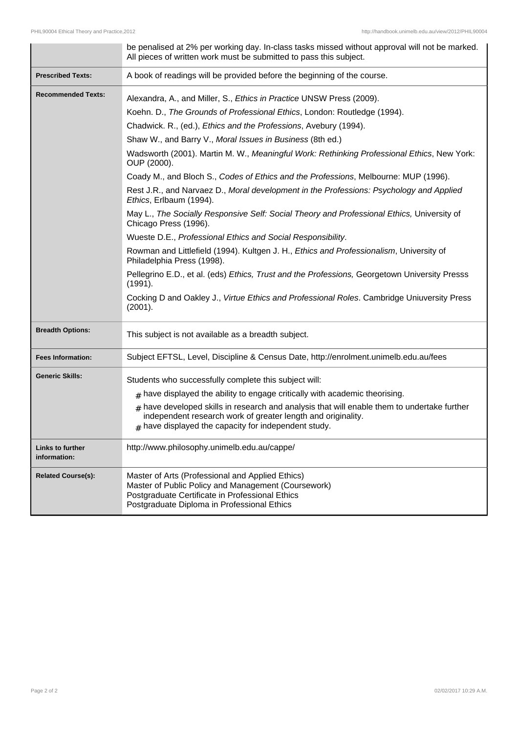| | |
|---|---|
| | be penalised at 2% per working day. In-class tasks missed without approval will not be marked. All pieces of written work must be submitted to pass this subject. |
| **Prescribed Texts:** | A book of readings will be provided before the beginning of the course. |
| **Recommended Texts:** | Alexandra, A., and Miller, S., *Ethics in Practice* UNSW Press (2009).<br>Koehn. D., *The Grounds of Professional Ethics*, London: Routledge (1994).<br>Chadwick. R., (ed.), *Ethics and the Professions*, Avebury (1994).<br>Shaw W., and Barry V., *Moral Issues in Business* (8th ed.)<br>Wadsworth (2001). Martin M. W., *Meaningful Work: Rethinking Professional Ethics*, New York: OUP (2000).<br>Coady M., and Bloch S., *Codes of Ethics and the Professions*, Melbourne: MUP (1996).<br>Rest J.R., and Narvaez D., *Moral development in the Professions: Psychology and Applied Ethics*, Erlbaum (1994).<br>May L., *The Socially Responsive Self: Social Theory and Professional Ethics,* University of Chicago Press (1996).<br>Wueste D.E., *Professional Ethics and Social Responsibility*.<br>Rowman and Littlefield (1994). Kultgen J. H., *Ethics and Professionalism*, University of Philadelphia Press (1998).<br>Pellegrino E.D., et al. (eds) *Ethics, Trust and the Professions,* Georgetown University Presss (1991).<br>Cocking D and Oakley J., *Virtue Ethics and Professional Roles*. Cambridge Uniuversity Press (2001). |
| **Breadth Options:** | This subject is not available as a breadth subject. |
| **Fees Information:** | Subject EFTSL, Level, Discipline & Census Date, http://enrolment.unimelb.edu.au/fees |
| **Generic Skills:** | Students who successfully complete this subject will:<br># have displayed the ability to engage critically with academic theorising.<br># have developed skills in research and analysis that will enable them to undertake further independent research work of greater length and originality.<br># have displayed the capacity for independent study. |
| **Links to further information:** | http://www.philosophy.unimelb.edu.au/cappe/ |
| **Related Course(s):** | Master of Arts (Professional and Applied Ethics)<br>Master of Public Policy and Management (Coursework)<br>Postgraduate Certificate in Professional Ethics<br>Postgraduate Diploma in Professional Ethics |